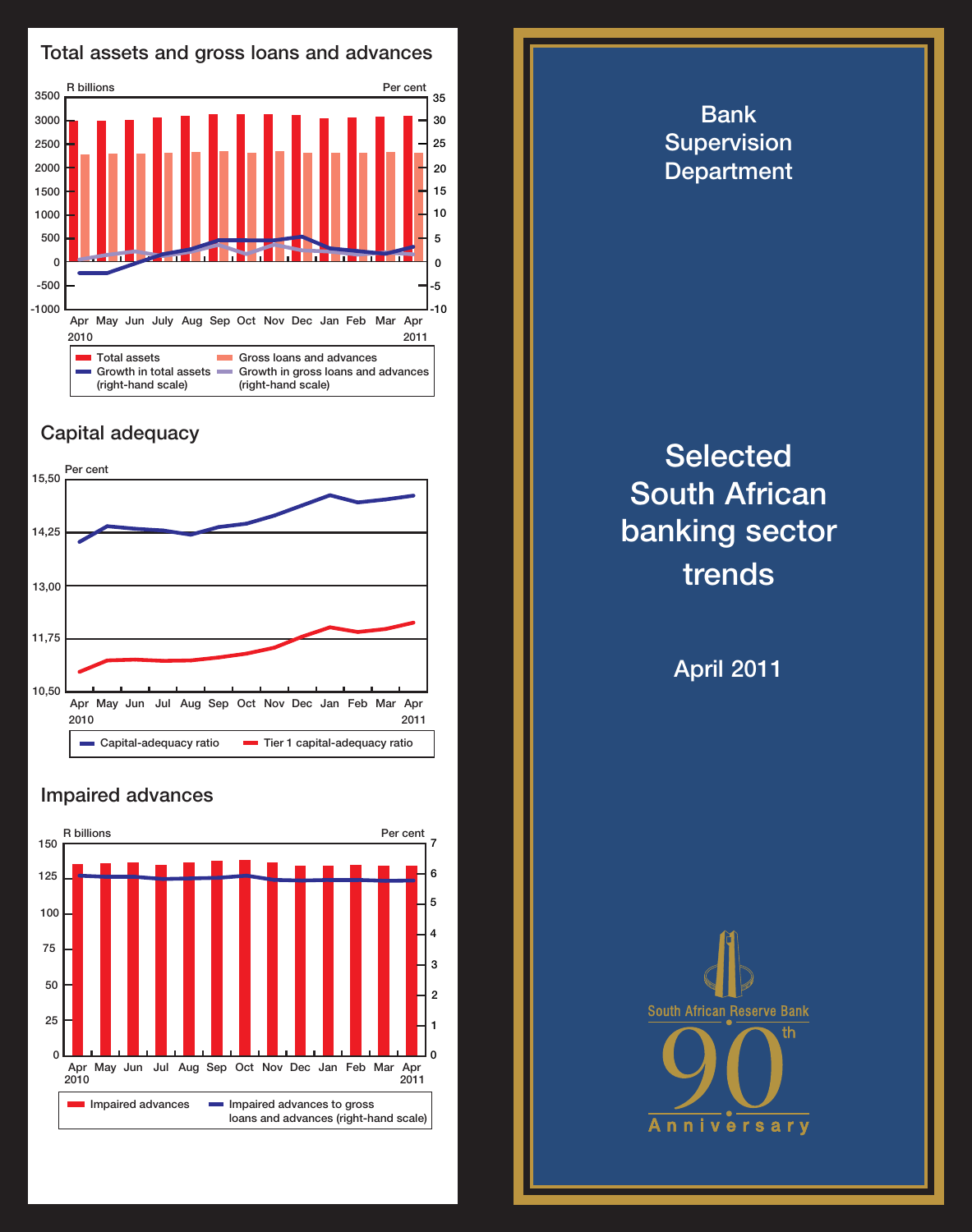## Total assets and gross loans and advances

R billions | Per cent

Apr 2010 – Apr 2011

- Total assets
- Gross loans and advances
- Growth in total assets (right-hand scale)
- Growth in gross loans and advances (right-hand scale)

## Capital adequacy

Per cent

Apr 2010 – Apr 2011

- Capital-adequacy ratio
- Tier 1 capital-adequacy ratio

## Impaired advances

R billions | Per cent

Apr 2010 – Apr 2011

- Impaired advances
- Impaired advances to gross loans and advances (right-hand scale)

# Bank Supervision Department

# Selected South African banking sector trends

## April 2011

South African Reserve Bank
90th Anniversary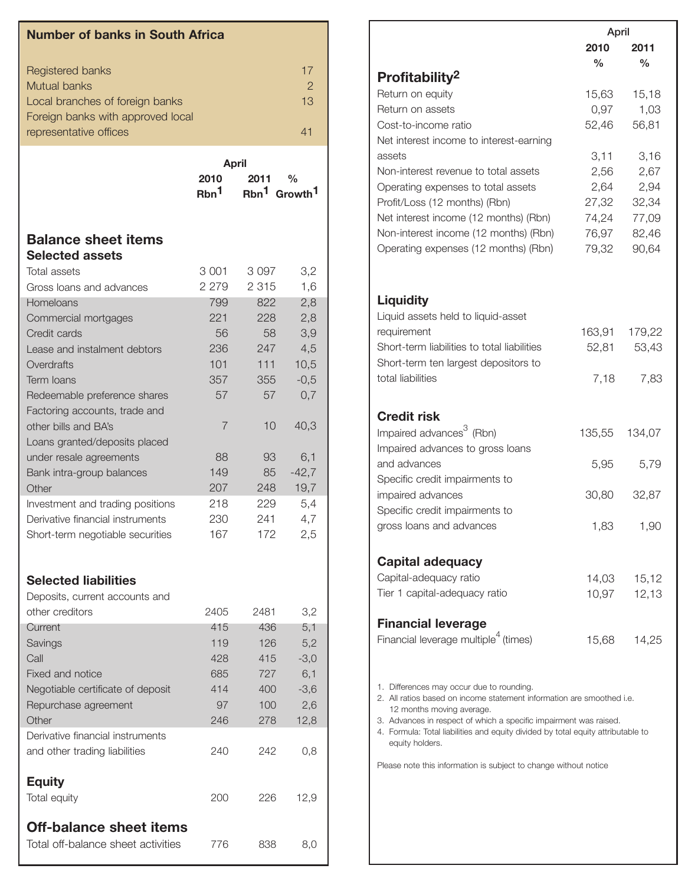## Number of banks in South Africa

| | |
|---|---|
| Registered banks | 17 |
| Mutual banks | 2 |
| Local branches of foreign banks | 13 |
| Foreign banks with approved local representative offices | 41 |

| | April 2010 Rbn[1] | April 2011 Rbn[1] | % Growth[1] |
|---|---|---|---|
| **Balance sheet items** | | | |
| **Selected assets** | | | |
| Total assets | 3 001 | 3 097 | 3,2 |
| Gross loans and advances | 2 279 | 2 315 | 1,6 |
| Homeloans | 799 | 822 | 2,8 |
| Commercial mortgages | 221 | 228 | 2,8 |
| Credit cards | 56 | 58 | 3,9 |
| Lease and instalment debtors | 236 | 247 | 4,5 |
| Overdrafts | 101 | 111 | 10,5 |
| Term loans | 357 | 355 | -0,5 |
| Redeemable preference shares | 57 | 57 | 0,7 |
| Factoring accounts, trade and other bills and BA's | 7 | 10 | 40,3 |
| Loans granted/deposits placed under resale agreements | 88 | 93 | 6,1 |
| Bank intra-group balances | 149 | 85 | -42,7 |
| Other | 207 | 248 | 19,7 |
| Investment and trading positions | 218 | 229 | 5,4 |
| Derivative financial instruments | 230 | 241 | 4,7 |
| Short-term negotiable securities | 167 | 172 | 2,5 |
| **Selected liabilities** | | | |
| Deposits, current accounts and other creditors | 2405 | 2481 | 3,2 |
| Current | 415 | 436 | 5,1 |
| Savings | 119 | 126 | 5,2 |
| Call | 428 | 415 | -3,0 |
| Fixed and notice | 685 | 727 | 6,1 |
| Negotiable certificate of deposit | 414 | 400 | -3,6 |
| Repurchase agreement | 97 | 100 | 2,6 |
| Other | 246 | 278 | 12,8 |
| Derivative financial instruments and other trading liabilities | 240 | 242 | 0,8 |
| **Equity** | | | |
| Total equity | 200 | 226 | 12,9 |
| **Off-balance sheet items** | | | |
| Total off-balance sheet activities | 776 | 838 | 8,0 |

| | April 2010 % | April 2011 % |
|---|---|---|
| **Profitability[2]** | | |
| Return on equity | 15,63 | 15,18 |
| Return on assets | 0,97 | 1,03 |
| Cost-to-income ratio | 52,46 | 56,81 |
| Net interest income to interest-earning assets | 3,11 | 3,16 |
| Non-interest revenue to total assets | 2,56 | 2,67 |
| Operating expenses to total assets | 2,64 | 2,94 |
| Profit/Loss (12 months) (Rbn) | 27,32 | 32,34 |
| Net interest income (12 months) (Rbn) | 74,24 | 77,09 |
| Non-interest income (12 months) (Rbn) | 76,97 | 82,46 |
| Operating expenses (12 months) (Rbn) | 79,32 | 90,64 |
| **Liquidity** | | |
| Liquid assets held to liquid-asset requirement | 163,91 | 179,22 |
| Short-term liabilities to total liabilities | 52,81 | 53,43 |
| Short-term ten largest depositors to total liabilities | 7,18 | 7,83 |
| **Credit risk** | | |
| Impaired advances[3] (Rbn) | 135,55 | 134,07 |
| Impaired advances to gross loans and advances | 5,95 | 5,79 |
| Specific credit impairments to impaired advances | 30,80 | 32,87 |
| Specific credit impairments to gross loans and advances | 1,83 | 1,90 |
| **Capital adequacy** | | |
| Capital-adequacy ratio | 14,03 | 15,12 |
| Tier 1 capital-adequacy ratio | 10,97 | 12,13 |
| **Financial leverage** | | |
| Financial leverage multiple[4] (times) | 15,68 | 14,25 |

1. Differences may occur due to rounding.
2. All ratios based on income statement information are smoothed i.e. 12 months moving average.
3. Advances in respect of which a specific impairment was raised.
4. Formula: Total liabilities and equity divided by total equity attributable to equity holders.

Please note this information is subject to change without notice